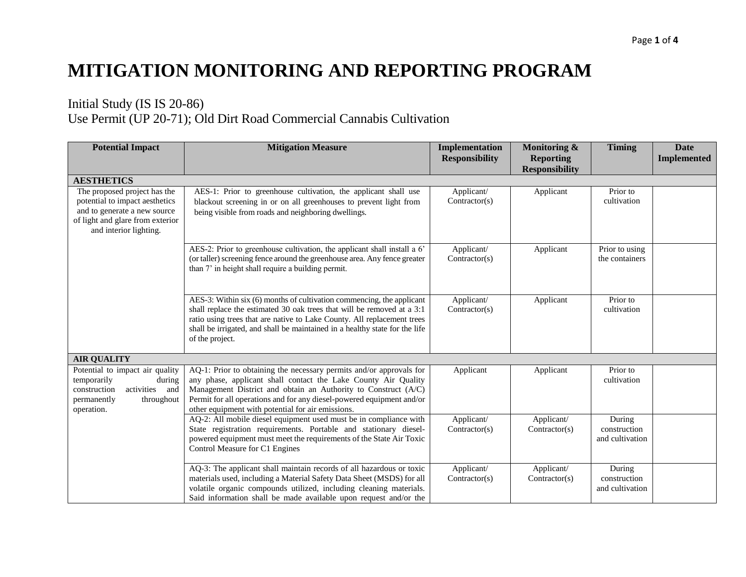# MITIGATION MONITORING AND REPORTING PROGRAM

Initial Study (IS IS 20-86)
Use Permit (UP 20-71); Old Dirt Road Commercial Cannabis Cultivation

| Potential Impact | Mitigation Measure | Implementation Responsibility | Monitoring & Reporting Responsibility | Timing | Date Implemented |
|---|---|---|---|---|---|
| **AESTHETICS** | | | | | |
| The proposed project has the potential to impact aesthetics and to generate a new source of light and glare from exterior and interior lighting. | AES-1: Prior to greenhouse cultivation, the applicant shall use blackout screening in or on all greenhouses to prevent light from being visible from roads and neighboring dwellings. | Applicant/ Contractor(s) | Applicant | Prior to cultivation | |
| | AES-2: Prior to greenhouse cultivation, the applicant shall install a 6' (or taller) screening fence around the greenhouse area. Any fence greater than 7' in height shall require a building permit. | Applicant/ Contractor(s) | Applicant | Prior to using the containers | |
| | AES-3: Within six (6) months of cultivation commencing, the applicant shall replace the estimated 30 oak trees that will be removed at a 3:1 ratio using trees that are native to Lake County. All replacement trees shall be irrigated, and shall be maintained in a healthy state for the life of the project. | Applicant/ Contractor(s) | Applicant | Prior to cultivation | |
| **AIR QUALITY** | | | | | |
| Potential to impact air quality temporarily during construction activities and permanently throughout operation. | AQ-1: Prior to obtaining the necessary permits and/or approvals for any phase, applicant shall contact the Lake County Air Quality Management District and obtain an Authority to Construct (A/C) Permit for all operations and for any diesel-powered equipment and/or other equipment with potential for air emissions. | Applicant | Applicant | Prior to cultivation | |
| | AQ-2: All mobile diesel equipment used must be in compliance with State registration requirements. Portable and stationary diesel-powered equipment must meet the requirements of the State Air Toxic Control Measure for C1 Engines | Applicant/ Contractor(s) | Applicant/ Contractor(s) | During construction and cultivation | |
| | AQ-3: The applicant shall maintain records of all hazardous or toxic materials used, including a Material Safety Data Sheet (MSDS) for all volatile organic compounds utilized, including cleaning materials. Said information shall be made available upon request and/or the | Applicant/ Contractor(s) | Applicant/ Contractor(s) | During construction and cultivation | |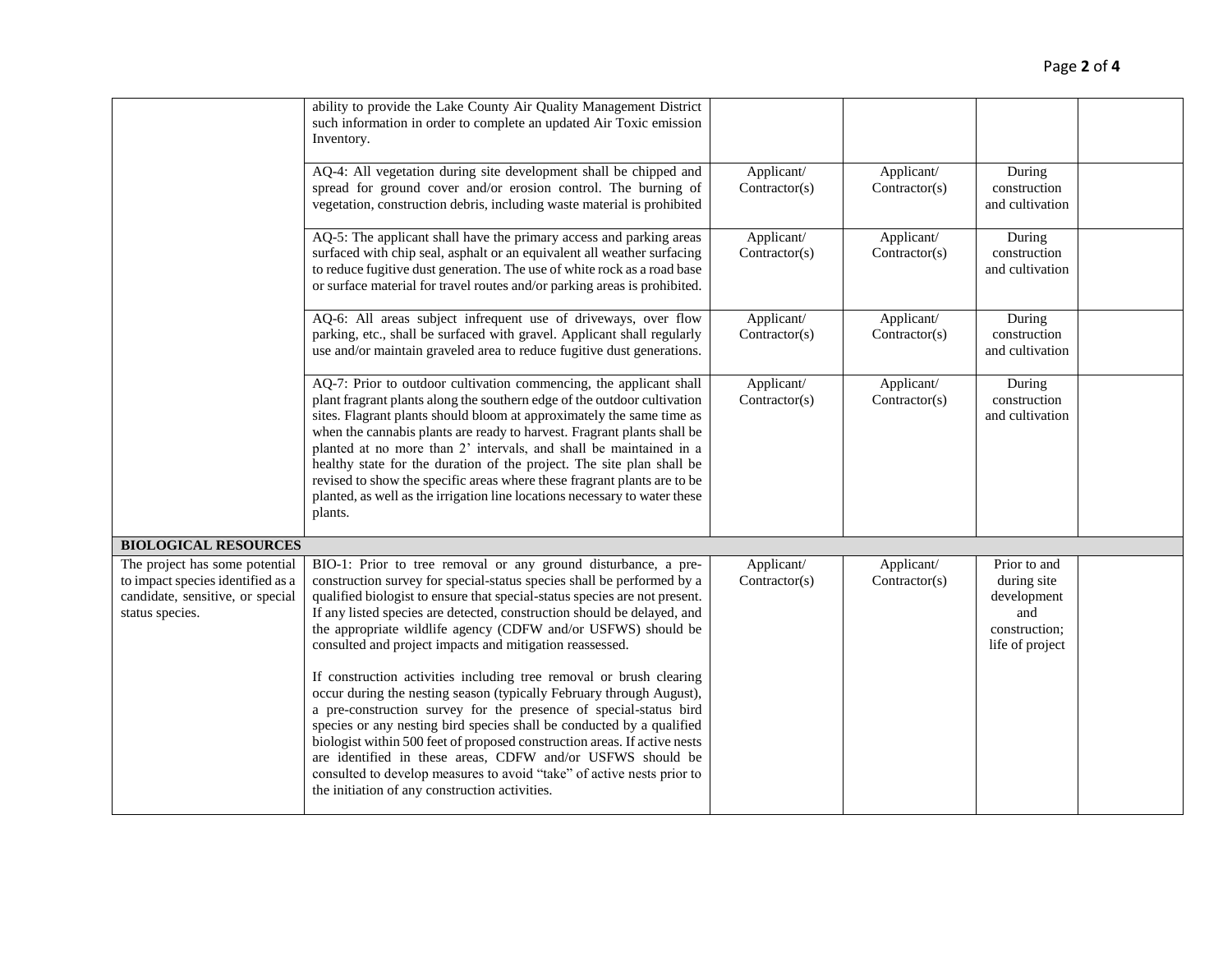| | | | | | |
|---|---|---|---|---|---|
| | ability to provide the Lake County Air Quality Management District such information in order to complete an updated Air Toxic emission Inventory. | | | | |
| | AQ-4: All vegetation during site development shall be chipped and spread for ground cover and/or erosion control. The burning of vegetation, construction debris, including waste material is prohibited | Applicant/ Contractor(s) | Applicant/ Contractor(s) | During construction and cultivation | |
| | AQ-5: The applicant shall have the primary access and parking areas surfaced with chip seal, asphalt or an equivalent all weather surfacing to reduce fugitive dust generation. The use of white rock as a road base or surface material for travel routes and/or parking areas is prohibited. | Applicant/ Contractor(s) | Applicant/ Contractor(s) | During construction and cultivation | |
| | AQ-6: All areas subject infrequent use of driveways, over flow parking, etc., shall be surfaced with gravel. Applicant shall regularly use and/or maintain graveled area to reduce fugitive dust generations. | Applicant/ Contractor(s) | Applicant/ Contractor(s) | During construction and cultivation | |
| | AQ-7: Prior to outdoor cultivation commencing, the applicant shall plant fragrant plants along the southern edge of the outdoor cultivation sites. Flagrant plants should bloom at approximately the same time as when the cannabis plants are ready to harvest. Fragrant plants shall be planted at no more than 2' intervals, and shall be maintained in a healthy state for the duration of the project. The site plan shall be revised to show the specific areas where these fragrant plants are to be planted, as well as the irrigation line locations necessary to water these plants. | Applicant/ Contractor(s) | Applicant/ Contractor(s) | During construction and cultivation | |
| **BIOLOGICAL RESOURCES** | | | | | |
| The project has some potential to impact species identified as a candidate, sensitive, or special status species. | BIO-1: Prior to tree removal or any ground disturbance, a pre-construction survey for special-status species shall be performed by a qualified biologist to ensure that special-status species are not present. If any listed species are detected, construction should be delayed, and the appropriate wildlife agency (CDFW and/or USFWS) should be consulted and project impacts and mitigation reassessed.<br><br>If construction activities including tree removal or brush clearing occur during the nesting season (typically February through August), a pre-construction survey for the presence of special-status bird species or any nesting bird species shall be conducted by a qualified biologist within 500 feet of proposed construction areas. If active nests are identified in these areas, CDFW and/or USFWS should be consulted to develop measures to avoid "take" of active nests prior to the initiation of any construction activities. | Applicant/ Contractor(s) | Applicant/ Contractor(s) | Prior to and during site development and construction; life of project | |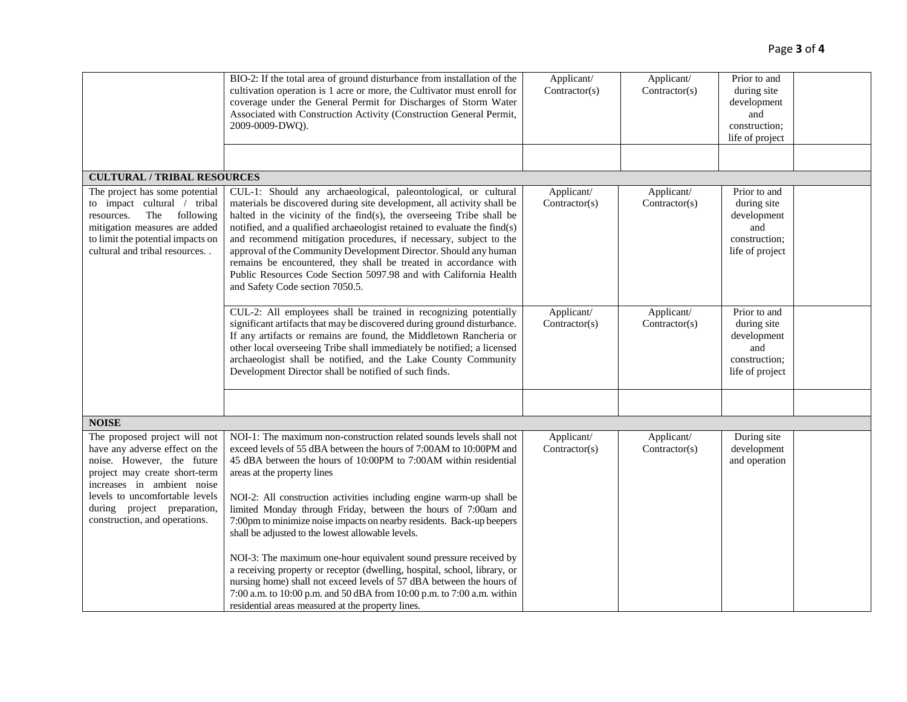| | | | | | |
|---|---|---|---|---|---|
| | BIO-2: If the total area of ground disturbance from installation of the cultivation operation is 1 acre or more, the Cultivator must enroll for coverage under the General Permit for Discharges of Storm Water Associated with Construction Activity (Construction General Permit, 2009-0009-DWQ). | Applicant/ Contractor(s) | Applicant/ Contractor(s) | Prior to and during site development and construction; life of project | |
| | | | | | |
| **CULTURAL / TRIBAL RESOURCES** | | | | | |
| The project has some potential to impact cultural / tribal resources. The following mitigation measures are added to limit the potential impacts on cultural and tribal resources. . | CUL-1: Should any archaeological, paleontological, or cultural materials be discovered during site development, all activity shall be halted in the vicinity of the find(s), the overseeing Tribe shall be notified, and a qualified archaeologist retained to evaluate the find(s) and recommend mitigation procedures, if necessary, subject to the approval of the Community Development Director. Should any human remains be encountered, they shall be treated in accordance with Public Resources Code Section 5097.98 and with California Health and Safety Code section 7050.5. | Applicant/ Contractor(s) | Applicant/ Contractor(s) | Prior to and during site development and construction; life of project | |
| | CUL-2: All employees shall be trained in recognizing potentially significant artifacts that may be discovered during ground disturbance. If any artifacts or remains are found, the Middletown Rancheria or other local overseeing Tribe shall immediately be notified; a licensed archaeologist shall be notified, and the Lake County Community Development Director shall be notified of such finds. | Applicant/ Contractor(s) | Applicant/ Contractor(s) | Prior to and during site development and construction; life of project | |
| | | | | | |
| **NOISE** | | | | | |
| The proposed project will not have any adverse effect on the noise. However, the future project may create short-term increases in ambient noise levels to uncomfortable levels during project preparation, construction, and operations. | NOI-1: The maximum non-construction related sounds levels shall not exceed levels of 55 dBA between the hours of 7:00AM to 10:00PM and 45 dBA between the hours of 10:00PM to 7:00AM within residential areas at the property lines<br><br>NOI-2: All construction activities including engine warm-up shall be limited Monday through Friday, between the hours of 7:00am and 7:00pm to minimize noise impacts on nearby residents. Back-up beepers shall be adjusted to the lowest allowable levels.<br><br>NOI-3: The maximum one-hour equivalent sound pressure received by a receiving property or receptor (dwelling, hospital, school, library, or nursing home) shall not exceed levels of 57 dBA between the hours of 7:00 a.m. to 10:00 p.m. and 50 dBA from 10:00 p.m. to 7:00 a.m. within residential areas measured at the property lines. | Applicant/ Contractor(s) | Applicant/ Contractor(s) | During site development and operation | |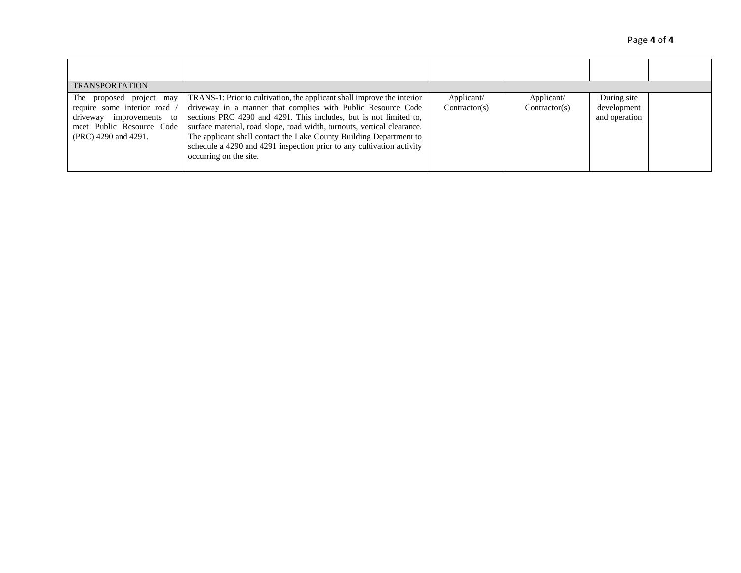| | | | | | |
|---|---|---|---|---|---|
| TRANSPORTATION | | | | | |
| The proposed project may require some interior road / driveway improvements to meet Public Resource Code (PRC) 4290 and 4291. | TRANS-1: Prior to cultivation, the applicant shall improve the interior driveway in a manner that complies with Public Resource Code sections PRC 4290 and 4291. This includes, but is not limited to, surface material, road slope, road width, turnouts, vertical clearance. The applicant shall contact the Lake County Building Department to schedule a 4290 and 4291 inspection prior to any cultivation activity occurring on the site. | Applicant/ Contractor(s) | Applicant/ Contractor(s) | During site development and operation | |